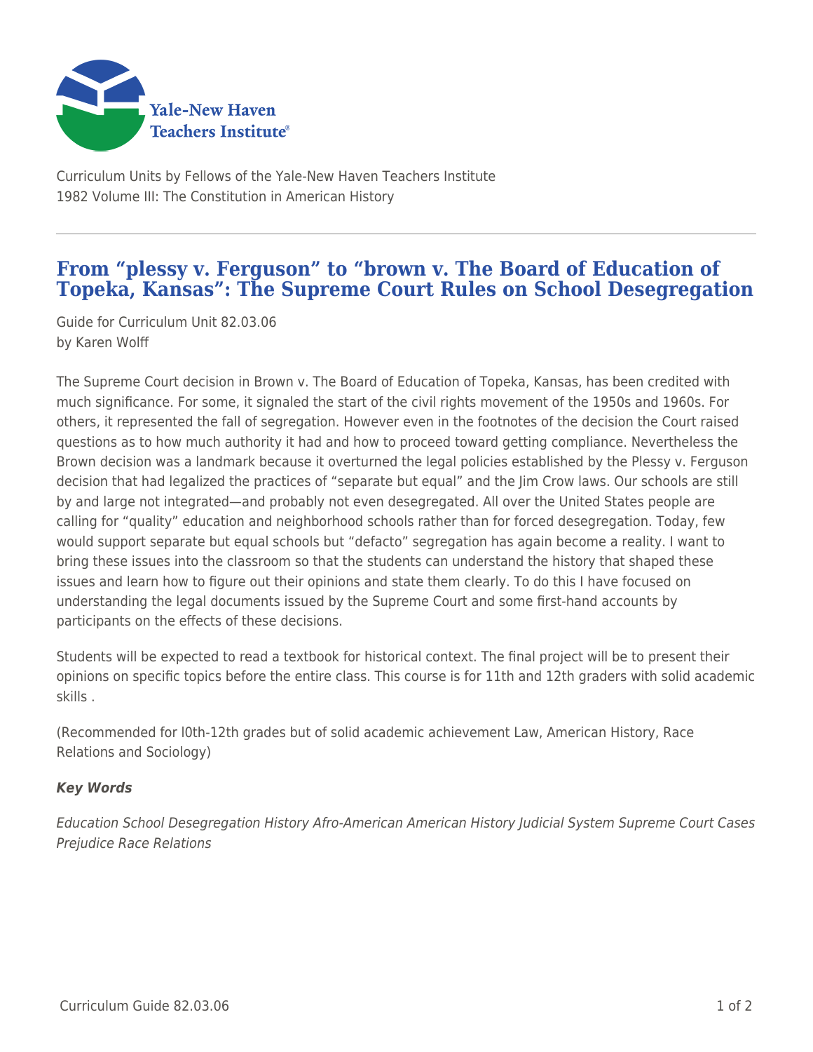Curriculum Units by Fellows of the Yale-New Haven Teachers Institute
1982 Volume III: The Constitution in American History

# From "plessy v. Ferguson" to "brown v. The Board of Education of Topeka, Kansas": The Supreme Court Rules on School Desegregation

Guide for Curriculum Unit 82.03.06
by Karen Wolff

The Supreme Court decision in Brown v. The Board of Education of Topeka, Kansas, has been credited with much significance. For some, it signaled the start of the civil rights movement of the 1950s and 1960s. For others, it represented the fall of segregation. However even in the footnotes of the decision the Court raised questions as to how much authority it had and how to proceed toward getting compliance. Nevertheless the Brown decision was a landmark because it overturned the legal policies established by the Plessy v. Ferguson decision that had legalized the practices of "separate but equal" and the Jim Crow laws. Our schools are still by and large not integrated—and probably not even desegregated. All over the United States people are calling for "quality" education and neighborhood schools rather than for forced desegregation. Today, few would support separate but equal schools but "defacto" segregation has again become a reality. I want to bring these issues into the classroom so that the students can understand the history that shaped these issues and learn how to figure out their opinions and state them clearly. To do this I have focused on understanding the legal documents issued by the Supreme Court and some first-hand accounts by participants on the effects of these decisions.

Students will be expected to read a textbook for historical context. The final project will be to present their opinions on specific topics before the entire class. This course is for 11th and 12th graders with solid academic skills .

(Recommended for l0th-12th grades but of solid academic achievement Law, American History, Race Relations and Sociology)

***Key Words***

*Education School Desegregation History Afro-American American History Judicial System Supreme Court Cases Prejudice Race Relations*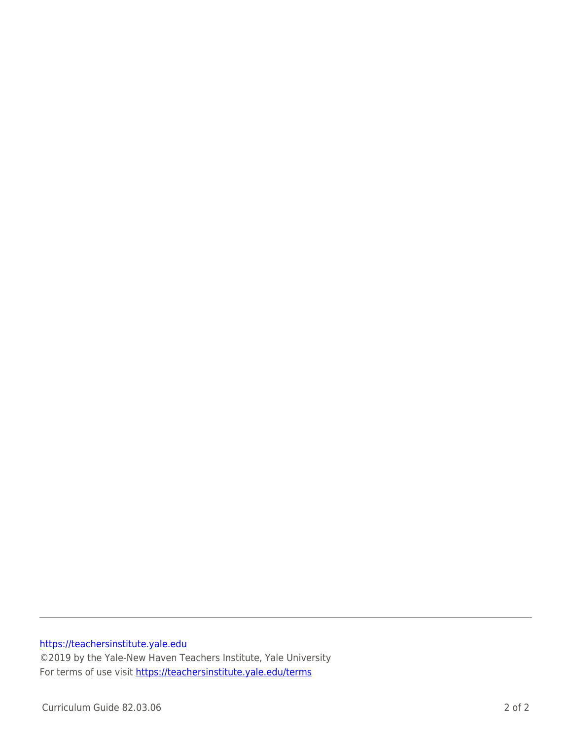https://teachersinstitute.yale.edu

©2019 by the Yale-New Haven Teachers Institute, Yale University

For terms of use visit https://teachersinstitute.yale.edu/terms